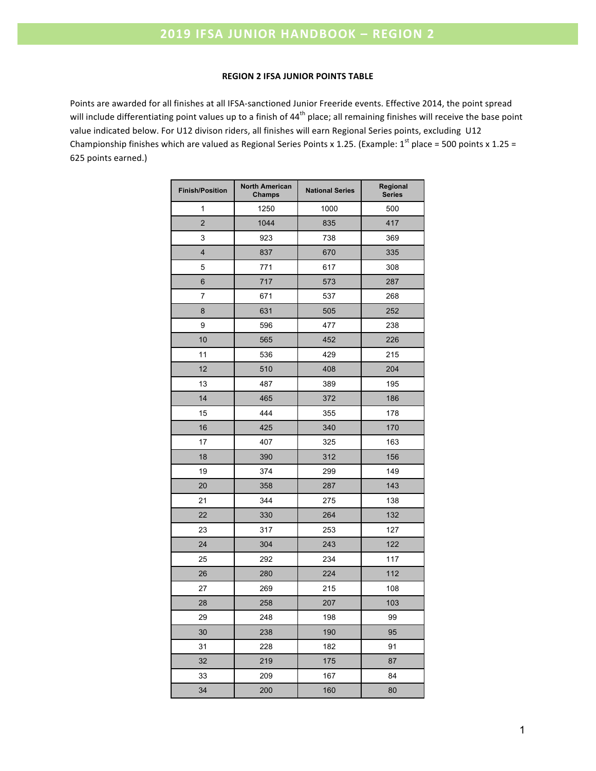# 2019 IFSA JUNIOR HANDBOOK – REGION 2

## REGION 2 IFSA JUNIOR POINTS TABLE

Points are awarded for all finishes at all IFSA-sanctioned Junior Freeride events. Effective 2014, the point spread will include differentiating point values up to a finish of 44th place; all remaining finishes will receive the base point value indicated below. For U12 divison riders, all finishes will earn Regional Series points, excluding U12 Championship finishes which are valued as Regional Series Points x 1.25. (Example: 1st place = 500 points x 1.25 = 625 points earned.)

| Finish/Position | North American Champs | National Series | Regional Series |
|---|---|---|---|
| 1 | 1250 | 1000 | 500 |
| 2 | 1044 | 835 | 417 |
| 3 | 923 | 738 | 369 |
| 4 | 837 | 670 | 335 |
| 5 | 771 | 617 | 308 |
| 6 | 717 | 573 | 287 |
| 7 | 671 | 537 | 268 |
| 8 | 631 | 505 | 252 |
| 9 | 596 | 477 | 238 |
| 10 | 565 | 452 | 226 |
| 11 | 536 | 429 | 215 |
| 12 | 510 | 408 | 204 |
| 13 | 487 | 389 | 195 |
| 14 | 465 | 372 | 186 |
| 15 | 444 | 355 | 178 |
| 16 | 425 | 340 | 170 |
| 17 | 407 | 325 | 163 |
| 18 | 390 | 312 | 156 |
| 19 | 374 | 299 | 149 |
| 20 | 358 | 287 | 143 |
| 21 | 344 | 275 | 138 |
| 22 | 330 | 264 | 132 |
| 23 | 317 | 253 | 127 |
| 24 | 304 | 243 | 122 |
| 25 | 292 | 234 | 117 |
| 26 | 280 | 224 | 112 |
| 27 | 269 | 215 | 108 |
| 28 | 258 | 207 | 103 |
| 29 | 248 | 198 | 99 |
| 30 | 238 | 190 | 95 |
| 31 | 228 | 182 | 91 |
| 32 | 219 | 175 | 87 |
| 33 | 209 | 167 | 84 |
| 34 | 200 | 160 | 80 |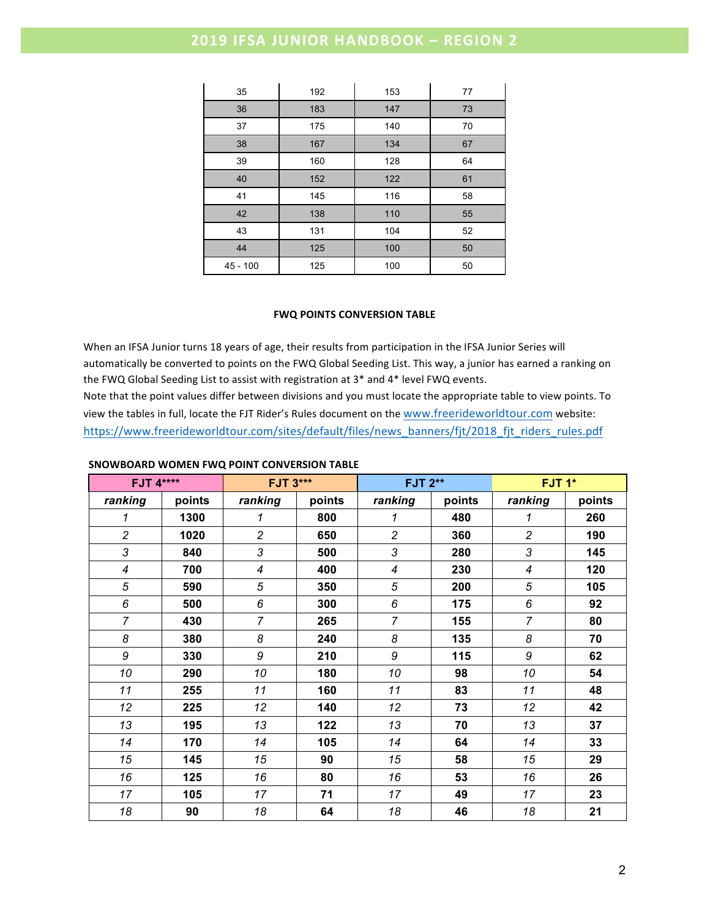| | | | |
|---|---|---|---|
| 35 | 192 | 153 | 77 |
| 36 | 183 | 147 | 73 |
| 37 | 175 | 140 | 70 |
| 38 | 167 | 134 | 67 |
| 39 | 160 | 128 | 64 |
| 40 | 152 | 122 | 61 |
| 41 | 145 | 116 | 58 |
| 42 | 138 | 110 | 55 |
| 43 | 131 | 104 | 52 |
| 44 | 125 | 100 | 50 |
| 45 - 100 | 125 | 100 | 50 |

**FWQ POINTS CONVERSION TABLE**

When an IFSA Junior turns 18 years of age, their results from participation in the IFSA Junior Series will automatically be converted to points on the FWQ Global Seeding List. This way, a junior has earned a ranking on the FWQ Global Seeding List to assist with registration at 3* and 4* level FWQ events.
Note that the point values differ between divisions and you must locate the appropriate table to view points. To view the tables in full, locate the FJT Rider's Rules document on the www.freerideworldtour.com website: https://www.freerideworldtour.com/sites/default/files/news_banners/fjt/2018_fjt_riders_rules.pdf

**SNOWBOARD WOMEN FWQ POINT CONVERSION TABLE**

| **FJT 4**** | | **FJT 3*** | | **FJT 2** | | **FJT 1*** | |
|---|---|---|---|---|---|---|---|
| ***ranking*** | **points** | ***ranking*** | **points** | ***ranking*** | **points** | ***ranking*** | **points** |
| *1* | **1300** | *1* | **800** | *1* | **480** | *1* | **260** |
| *2* | **1020** | *2* | **650** | *2* | **360** | *2* | **190** |
| *3* | **840** | *3* | **500** | *3* | **280** | *3* | **145** |
| *4* | **700** | *4* | **400** | *4* | **230** | *4* | **120** |
| *5* | **590** | *5* | **350** | *5* | **200** | *5* | **105** |
| *6* | **500** | *6* | **300** | *6* | **175** | *6* | **92** |
| *7* | **430** | *7* | **265** | *7* | **155** | *7* | **80** |
| *8* | **380** | *8* | **240** | *8* | **135** | *8* | **70** |
| *9* | **330** | *9* | **210** | *9* | **115** | *9* | **62** |
| *10* | **290** | *10* | **180** | *10* | **98** | *10* | **54** |
| *11* | **255** | *11* | **160** | *11* | **83** | *11* | **48** |
| *12* | **225** | *12* | **140** | *12* | **73** | *12* | **42** |
| *13* | **195** | *13* | **122** | *13* | **70** | *13* | **37** |
| *14* | **170** | *14* | **105** | *14* | **64** | *14* | **33** |
| *15* | **145** | *15* | **90** | *15* | **58** | *15* | **29** |
| *16* | **125** | *16* | **80** | *16* | **53** | *16* | **26** |
| *17* | **105** | *17* | **71** | *17* | **49** | *17* | **23** |
| *18* | **90** | *18* | **64** | *18* | **46** | *18* | **21** |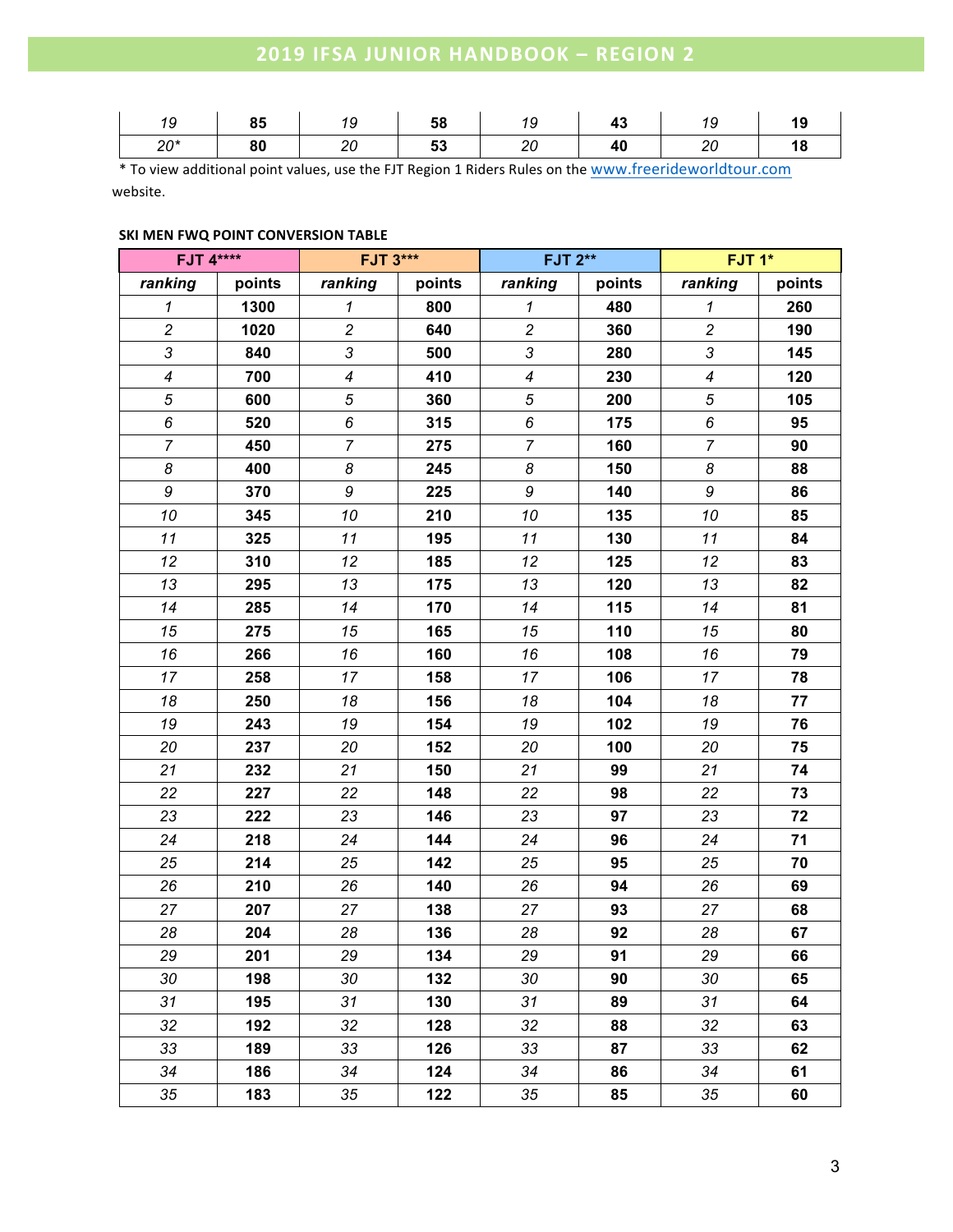| *19* | **85** | *19* | **58** | *19* | **43** | *19* | **19** |
|---|---|---|---|---|---|---|---|
| *20** | **80** | *20* | **53** | *20* | **40** | *20* | **18** |

* To view additional point values, use the FJT Region 1 Riders Rules on the www.freerideworldtour.com website.

**SKI MEN FWQ POINT CONVERSION TABLE**

| FJT 4**** | | FJT 3*** | | FJT 2** | | FJT 1* | |
|---|---|---|---|---|---|---|---|
| ***ranking*** | **points** | ***ranking*** | **points** | ***ranking*** | **points** | ***ranking*** | **points** |
| *1* | **1300** | *1* | **800** | *1* | **480** | *1* | **260** |
| *2* | **1020** | *2* | **640** | *2* | **360** | *2* | **190** |
| *3* | **840** | *3* | **500** | *3* | **280** | *3* | **145** |
| *4* | **700** | *4* | **410** | *4* | **230** | *4* | **120** |
| *5* | **600** | *5* | **360** | *5* | **200** | *5* | **105** |
| *6* | **520** | *6* | **315** | *6* | **175** | *6* | **95** |
| *7* | **450** | *7* | **275** | *7* | **160** | *7* | **90** |
| *8* | **400** | *8* | **245** | *8* | **150** | *8* | **88** |
| *9* | **370** | *9* | **225** | *9* | **140** | *9* | **86** |
| *10* | **345** | *10* | **210** | *10* | **135** | *10* | **85** |
| *11* | **325** | *11* | **195** | *11* | **130** | *11* | **84** |
| *12* | **310** | *12* | **185** | *12* | **125** | *12* | **83** |
| *13* | **295** | *13* | **175** | *13* | **120** | *13* | **82** |
| *14* | **285** | *14* | **170** | *14* | **115** | *14* | **81** |
| *15* | **275** | *15* | **165** | *15* | **110** | *15* | **80** |
| *16* | **266** | *16* | **160** | *16* | **108** | *16* | **79** |
| *17* | **258** | *17* | **158** | *17* | **106** | *17* | **78** |
| *18* | **250** | *18* | **156** | *18* | **104** | *18* | **77** |
| *19* | **243** | *19* | **154** | *19* | **102** | *19* | **76** |
| *20* | **237** | *20* | **152** | *20* | **100** | *20* | **75** |
| *21* | **232** | *21* | **150** | *21* | **99** | *21* | **74** |
| *22* | **227** | *22* | **148** | *22* | **98** | *22* | **73** |
| *23* | **222** | *23* | **146** | *23* | **97** | *23* | **72** |
| *24* | **218** | *24* | **144** | *24* | **96** | *24* | **71** |
| *25* | **214** | *25* | **142** | *25* | **95** | *25* | **70** |
| *26* | **210** | *26* | **140** | *26* | **94** | *26* | **69** |
| *27* | **207** | *27* | **138** | *27* | **93** | *27* | **68** |
| *28* | **204** | *28* | **136** | *28* | **92** | *28* | **67** |
| *29* | **201** | *29* | **134** | *29* | **91** | *29* | **66** |
| *30* | **198** | *30* | **132** | *30* | **90** | *30* | **65** |
| *31* | **195** | *31* | **130** | *31* | **89** | *31* | **64** |
| *32* | **192** | *32* | **128** | *32* | **88** | *32* | **63** |
| *33* | **189** | *33* | **126** | *33* | **87** | *33* | **62** |
| *34* | **186** | *34* | **124** | *34* | **86** | *34* | **61** |
| *35* | **183** | *35* | **122** | *35* | **85** | *35* | **60** |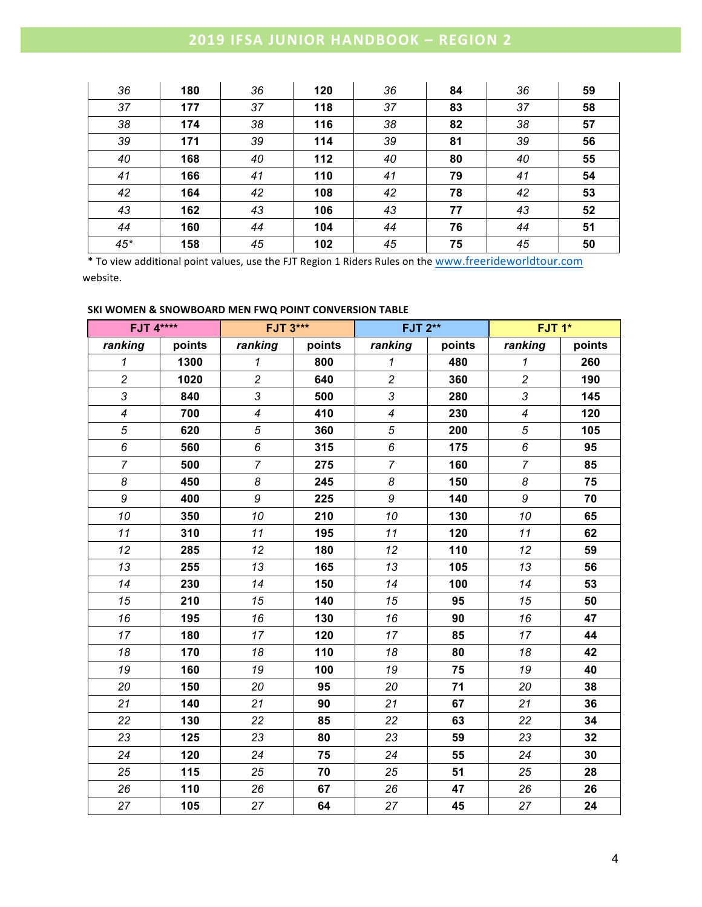| | | | | | | | |
|---|---|---|---|---|---|---|---|
| *36* | **180** | *36* | **120** | *36* | **84** | *36* | **59** |
| *37* | **177** | *37* | **118** | *37* | **83** | *37* | **58** |
| *38* | **174** | *38* | **116** | *38* | **82** | *38* | **57** |
| *39* | **171** | *39* | **114** | *39* | **81** | *39* | **56** |
| *40* | **168** | *40* | **112** | *40* | **80** | *40* | **55** |
| *41* | **166** | *41* | **110** | *41* | **79** | *41* | **54** |
| *42* | **164** | *42* | **108** | *42* | **78** | *42* | **53** |
| *43* | **162** | *43* | **106** | *43* | **77** | *43* | **52** |
| *44* | **160** | *44* | **104** | *44* | **76** | *44* | **51** |
| *45** | **158** | *45* | **102** | *45* | **75** | *45* | **50** |

\* To view additional point values, use the FJT Region 1 Riders Rules on the [www.freerideworldtour.com](http://www.freerideworldtour.com) website.

**SKI WOMEN & SNOWBOARD MEN FWQ POINT CONVERSION TABLE**

| FJT 4**** | | FJT 3*** | | FJT 2** | | FJT 1* | |
|---|---|---|---|---|---|---|---|
| *ranking* | points | *ranking* | points | *ranking* | points | *ranking* | points |
| *1* | **1300** | *1* | **800** | *1* | **480** | *1* | **260** |
| *2* | **1020** | *2* | **640** | *2* | **360** | *2* | **190** |
| *3* | **840** | *3* | **500** | *3* | **280** | *3* | **145** |
| *4* | **700** | *4* | **410** | *4* | **230** | *4* | **120** |
| *5* | **620** | *5* | **360** | *5* | **200** | *5* | **105** |
| *6* | **560** | *6* | **315** | *6* | **175** | *6* | **95** |
| *7* | **500** | *7* | **275** | *7* | **160** | *7* | **85** |
| *8* | **450** | *8* | **245** | *8* | **150** | *8* | **75** |
| *9* | **400** | *9* | **225** | *9* | **140** | *9* | **70** |
| *10* | **350** | *10* | **210** | *10* | **130** | *10* | **65** |
| *11* | **310** | *11* | **195** | *11* | **120** | *11* | **62** |
| *12* | **285** | *12* | **180** | *12* | **110** | *12* | **59** |
| *13* | **255** | *13* | **165** | *13* | **105** | *13* | **56** |
| *14* | **230** | *14* | **150** | *14* | **100** | *14* | **53** |
| *15* | **210** | *15* | **140** | *15* | **95** | *15* | **50** |
| *16* | **195** | *16* | **130** | *16* | **90** | *16* | **47** |
| *17* | **180** | *17* | **120** | *17* | **85** | *17* | **44** |
| *18* | **170** | *18* | **110** | *18* | **80** | *18* | **42** |
| *19* | **160** | *19* | **100** | *19* | **75** | *19* | **40** |
| *20* | **150** | *20* | **95** | *20* | **71** | *20* | **38** |
| *21* | **140** | *21* | **90** | *21* | **67** | *21* | **36** |
| *22* | **130** | *22* | **85** | *22* | **63** | *22* | **34** |
| *23* | **125** | *23* | **80** | *23* | **59** | *23* | **32** |
| *24* | **120** | *24* | **75** | *24* | **55** | *24* | **30** |
| *25* | **115** | *25* | **70** | *25* | **51** | *25* | **28** |
| *26* | **110** | *26* | **67** | *26* | **47** | *26* | **26** |
| *27* | **105** | *27* | **64** | *27* | **45** | *27* | **24** |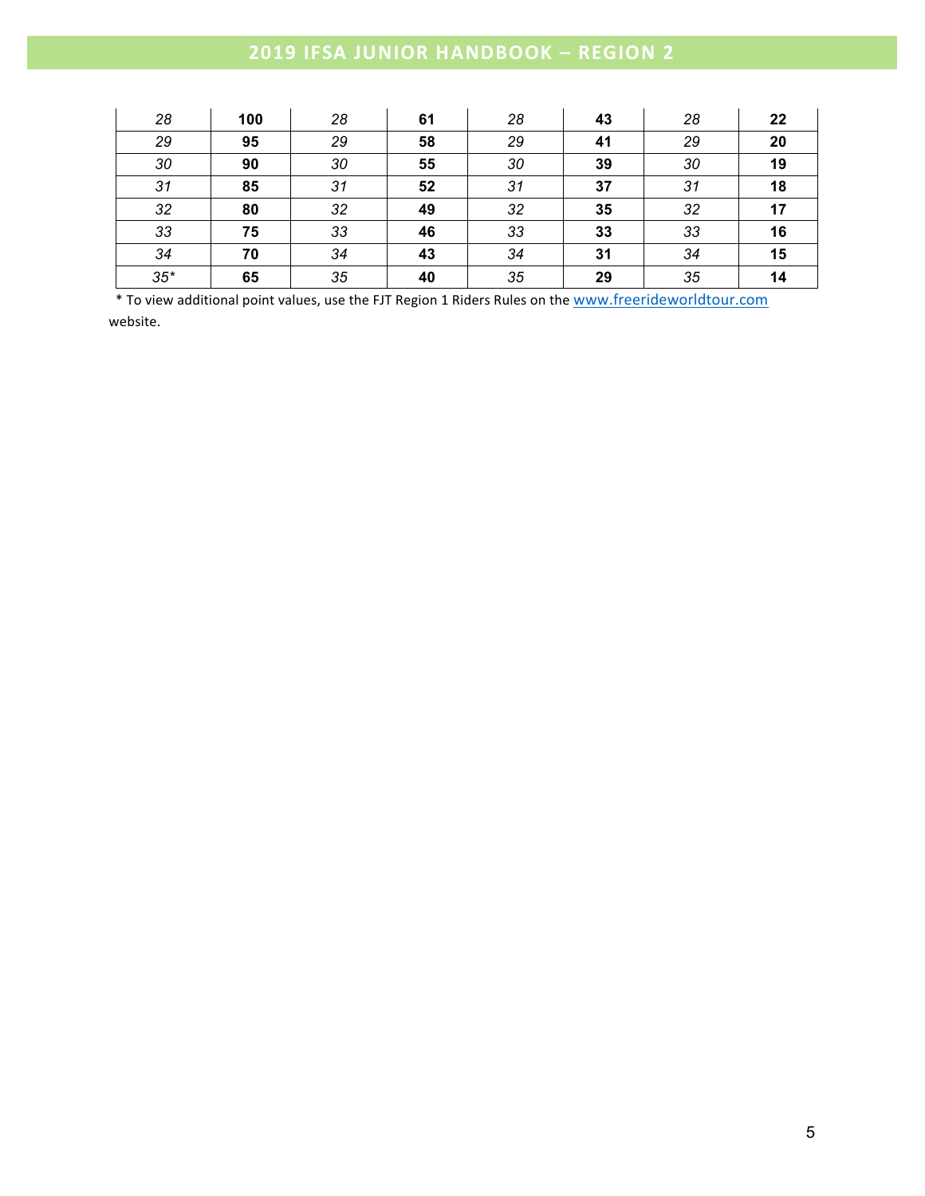| | | | | | | | |
|---|---|---|---|---|---|---|---|
| *28* | **100** | *28* | **61** | *28* | **43** | *28* | **22** |
| *29* | **95** | *29* | **58** | *29* | **41** | *29* | **20** |
| *30* | **90** | *30* | **55** | *30* | **39** | *30* | **19** |
| *31* | **85** | *31* | **52** | *31* | **37** | *31* | **18** |
| *32* | **80** | *32* | **49** | *32* | **35** | *32* | **17** |
| *33* | **75** | *33* | **46** | *33* | **33** | *33* | **16** |
| *34* | **70** | *34* | **43** | *34* | **31** | *34* | **15** |
| *35** | **65** | *35* | **40** | *35* | **29** | *35* | **14** |

* To view additional point values, use the FJT Region 1 Riders Rules on the [www.freerideworldtour.com](http://www.freerideworldtour.com) website.